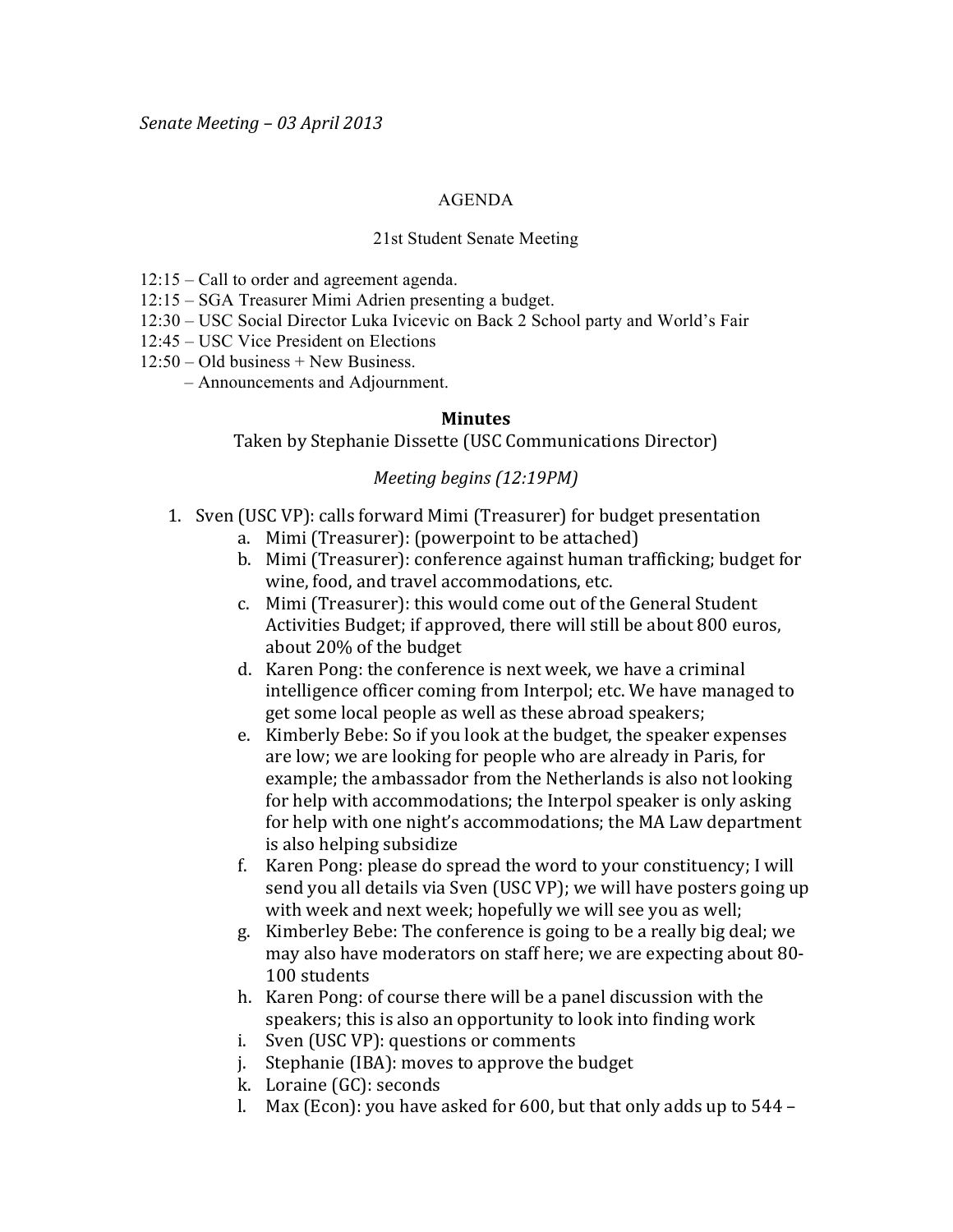*Senate Meeting – 03 April 2013*

AGENDA

21st Student Senate Meeting

12:15 – Call to order and agreement agenda.
12:15 – SGA Treasurer Mimi Adrien presenting a budget.
12:30 – USC Social Director Luka Ivicevic on Back 2 School party and World's Fair
12:45 – USC Vice President on Elections
12:50 – Old business + New Business.
– Announcements and Adjournment.

## Minutes

Taken by Stephanie Dissette (USC Communications Director)

*Meeting begins (12:19PM)*

1. Sven (USC VP): calls forward Mimi (Treasurer) for budget presentation
    a. Mimi (Treasurer): (powerpoint to be attached)
    b. Mimi (Treasurer): conference against human trafficking; budget for wine, food, and travel accommodations, etc.
    c. Mimi (Treasurer): this would come out of the General Student Activities Budget; if approved, there will still be about 800 euros, about 20% of the budget
    d. Karen Pong: the conference is next week, we have a criminal intelligence officer coming from Interpol; etc. We have managed to get some local people as well as these abroad speakers;
    e. Kimberly Bebe: So if you look at the budget, the speaker expenses are low; we are looking for people who are already in Paris, for example; the ambassador from the Netherlands is also not looking for help with accommodations; the Interpol speaker is only asking for help with one night's accommodations; the MA Law department is also helping subsidize
    f. Karen Pong: please do spread the word to your constituency; I will send you all details via Sven (USC VP); we will have posters going up with week and next week; hopefully we will see you as well;
    g. Kimberley Bebe: The conference is going to be a really big deal; we may also have moderators on staff here; we are expecting about 80-100 students
    h. Karen Pong: of course there will be a panel discussion with the speakers; this is also an opportunity to look into finding work
    i. Sven (USC VP): questions or comments
    j. Stephanie (IBA): moves to approve the budget
    k. Loraine (GC): seconds
    l. Max (Econ): you have asked for 600, but that only adds up to 544 –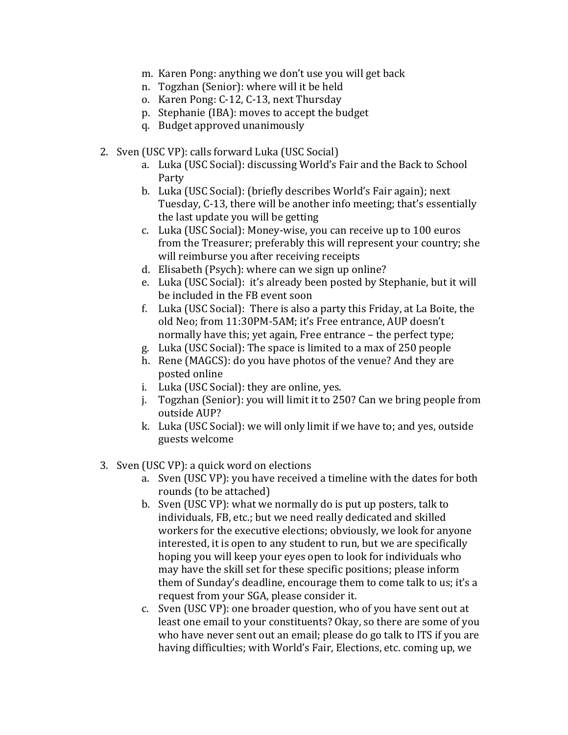m. Karen Pong: anything we don't use you will get back
   n. Togzhan (Senior): where will it be held
   o. Karen Pong: C-12, C-13, next Thursday
   p. Stephanie (IBA): moves to accept the budget
   q. Budget approved unanimously

2. Sven (USC VP): calls forward Luka (USC Social)
   a. Luka (USC Social): discussing World's Fair and the Back to School Party
   b. Luka (USC Social): (briefly describes World's Fair again); next Tuesday, C-13, there will be another info meeting; that's essentially the last update you will be getting
   c. Luka (USC Social): Money-wise, you can receive up to 100 euros from the Treasurer; preferably this will represent your country; she will reimburse you after receiving receipts
   d. Elisabeth (Psych): where can we sign up online?
   e. Luka (USC Social): it's already been posted by Stephanie, but it will be included in the FB event soon
   f. Luka (USC Social): There is also a party this Friday, at La Boite, the old Neo; from 11:30PM-5AM; it's Free entrance, AUP doesn't normally have this; yet again, Free entrance – the perfect type;
   g. Luka (USC Social): The space is limited to a max of 250 people
   h. Rene (MAGCS): do you have photos of the venue? And they are posted online
   i. Luka (USC Social): they are online, yes.
   j. Togzhan (Senior): you will limit it to 250? Can we bring people from outside AUP?
   k. Luka (USC Social): we will only limit if we have to; and yes, outside guests welcome

3. Sven (USC VP): a quick word on elections
   a. Sven (USC VP): you have received a timeline with the dates for both rounds (to be attached)
   b. Sven (USC VP): what we normally do is put up posters, talk to individuals, FB, etc.; but we need really dedicated and skilled workers for the executive elections; obviously, we look for anyone interested, it is open to any student to run, but we are specifically hoping you will keep your eyes open to look for individuals who may have the skill set for these specific positions; please inform them of Sunday's deadline, encourage them to come talk to us; it's a request from your SGA, please consider it.
   c. Sven (USC VP): one broader question, who of you have sent out at least one email to your constituents? Okay, so there are some of you who have never sent out an email; please do go talk to ITS if you are having difficulties; with World's Fair, Elections, etc. coming up, we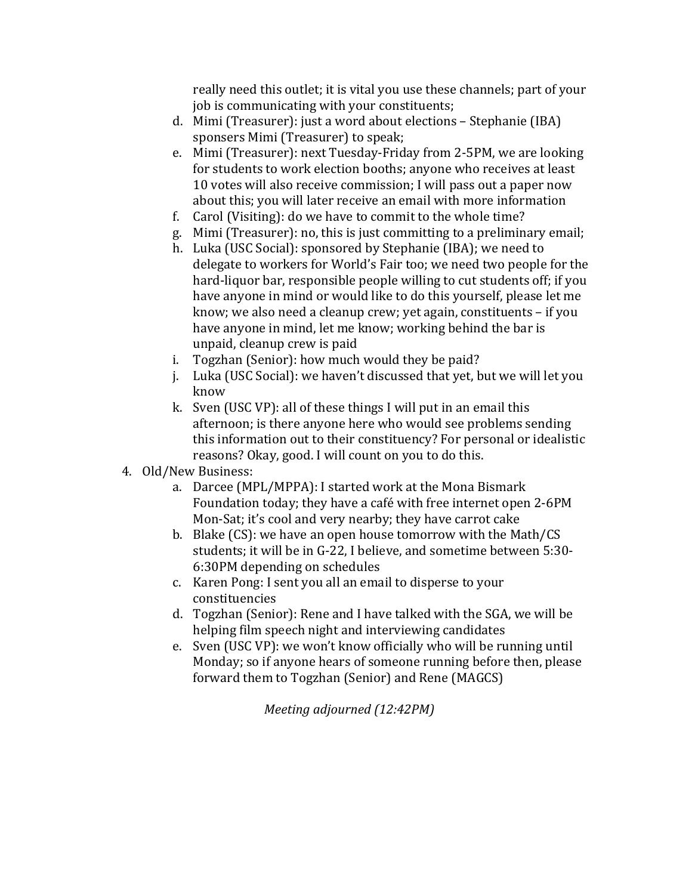really need this outlet; it is vital you use these channels; part of your job is communicating with your constituents;

d. Mimi (Treasurer): just a word about elections – Stephanie (IBA) sponsers Mimi (Treasurer) to speak;
e. Mimi (Treasurer): next Tuesday-Friday from 2-5PM, we are looking for students to work election booths; anyone who receives at least 10 votes will also receive commission; I will pass out a paper now about this; you will later receive an email with more information
f. Carol (Visiting): do we have to commit to the whole time?
g. Mimi (Treasurer): no, this is just committing to a preliminary email;
h. Luka (USC Social): sponsored by Stephanie (IBA); we need to delegate to workers for World's Fair too; we need two people for the hard-liquor bar, responsible people willing to cut students off; if you have anyone in mind or would like to do this yourself, please let me know; we also need a cleanup crew; yet again, constituents – if you have anyone in mind, let me know; working behind the bar is unpaid, cleanup crew is paid
i. Togzhan (Senior): how much would they be paid?
j. Luka (USC Social): we haven't discussed that yet, but we will let you know
k. Sven (USC VP): all of these things I will put in an email this afternoon; is there anyone here who would see problems sending this information out to their constituency? For personal or idealistic reasons? Okay, good. I will count on you to do this.

4. Old/New Business:
   a. Darcee (MPL/MPPA): I started work at the Mona Bismark Foundation today; they have a café with free internet open 2-6PM Mon-Sat; it's cool and very nearby; they have carrot cake
   b. Blake (CS): we have an open house tomorrow with the Math/CS students; it will be in G-22, I believe, and sometime between 5:30-6:30PM depending on schedules
   c. Karen Pong: I sent you all an email to disperse to your constituencies
   d. Togzhan (Senior): Rene and I have talked with the SGA, we will be helping film speech night and interviewing candidates
   e. Sven (USC VP): we won't know officially who will be running until Monday; so if anyone hears of someone running before then, please forward them to Togzhan (Senior) and Rene (MAGCS)

*Meeting adjourned (12:42PM)*